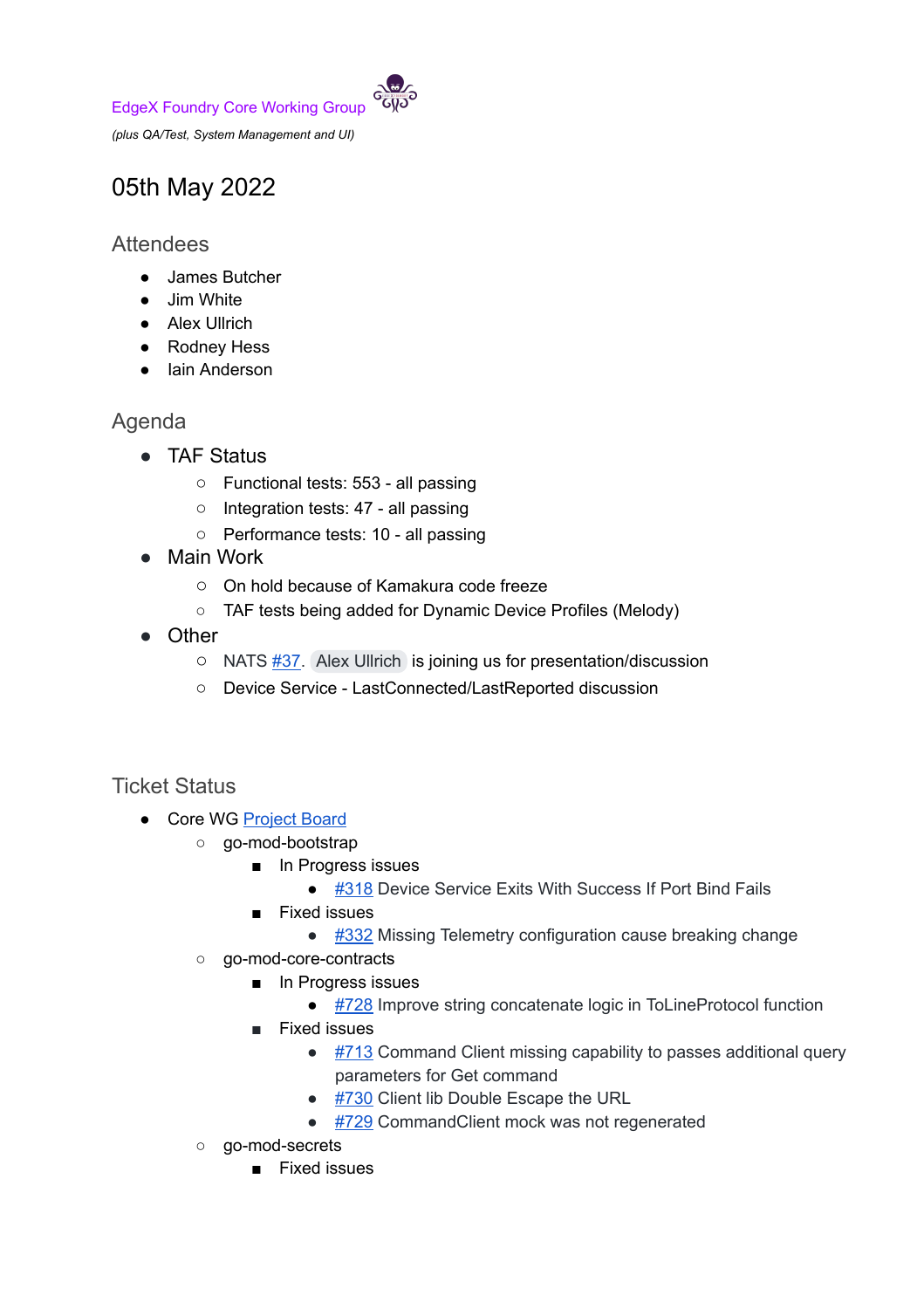EdgeX Foundry Core Working Group

*(plus QA/Test, System Management and UI)*

# 05th May 2022

## Attendees

- James Butcher
- Jim White
- Alex Ullrich
- Rodney Hess
- Iain Anderson

## Agenda

- TAF Status
  - Functional tests: 553 - all passing
  - Integration tests: 47 - all passing
  - Performance tests: 10 - all passing
- Main Work
  - On hold because of Kamakura code freeze
  - TAF tests being added for Dynamic Device Profiles (Melody)
- Other
  - NATS #37. Alex Ullrich is joining us for presentation/discussion
  - Device Service - LastConnected/LastReported discussion

## Ticket Status

- Core WG Project Board
  - go-mod-bootstrap
    - In Progress issues
      - #318 Device Service Exits With Success If Port Bind Fails
    - Fixed issues
      - #332 Missing Telemetry configuration cause breaking change
  - go-mod-core-contracts
    - In Progress issues
      - #728 Improve string concatenate logic in ToLineProtocol function
    - Fixed issues
      - #713 Command Client missing capability to passes additional query parameters for Get command
      - #730 Client lib Double Escape the URL
      - #729 CommandClient mock was not regenerated
  - go-mod-secrets
    - Fixed issues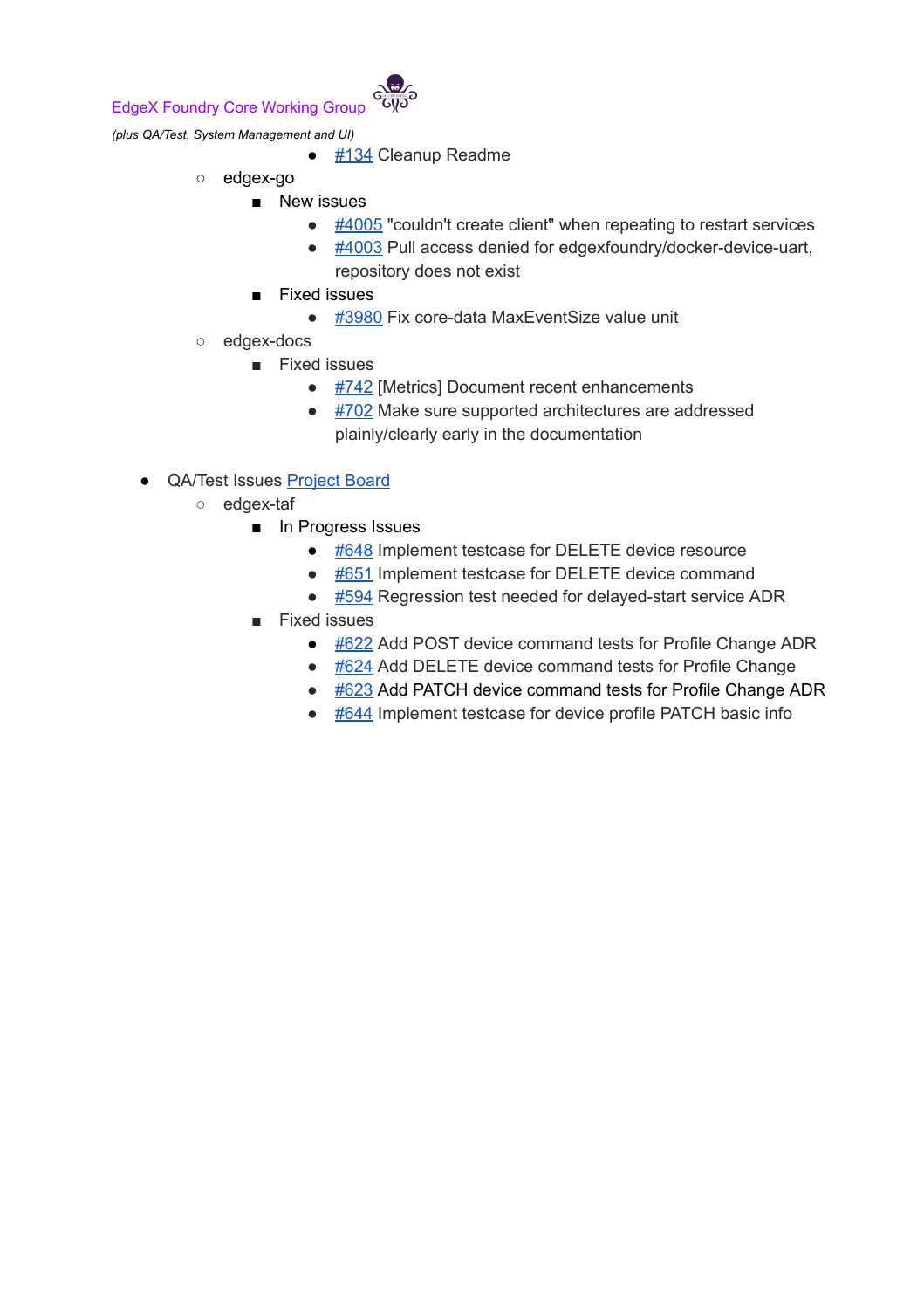- #134 Cleanup Readme
  - edgex-go
    - New issues
      - #4005 "couldn't create client" when repeating to restart services
      - #4003 Pull access denied for edgexfoundry/docker-device-uart, repository does not exist
    - Fixed issues
      - #3980 Fix core-data MaxEventSize value unit
  - edgex-docs
    - Fixed issues
      - #742 [Metrics] Document recent enhancements
      - #702 Make sure supported architectures are addressed plainly/clearly early in the documentation

- QA/Test Issues Project Board
  - edgex-taf
    - In Progress Issues
      - #648 Implement testcase for DELETE device resource
      - #651 Implement testcase for DELETE device command
      - #594 Regression test needed for delayed-start service ADR
    - Fixed issues
      - #622 Add POST device command tests for Profile Change ADR
      - #624 Add DELETE device command tests for Profile Change
      - #623 Add PATCH device command tests for Profile Change ADR
      - #644 Implement testcase for device profile PATCH basic info